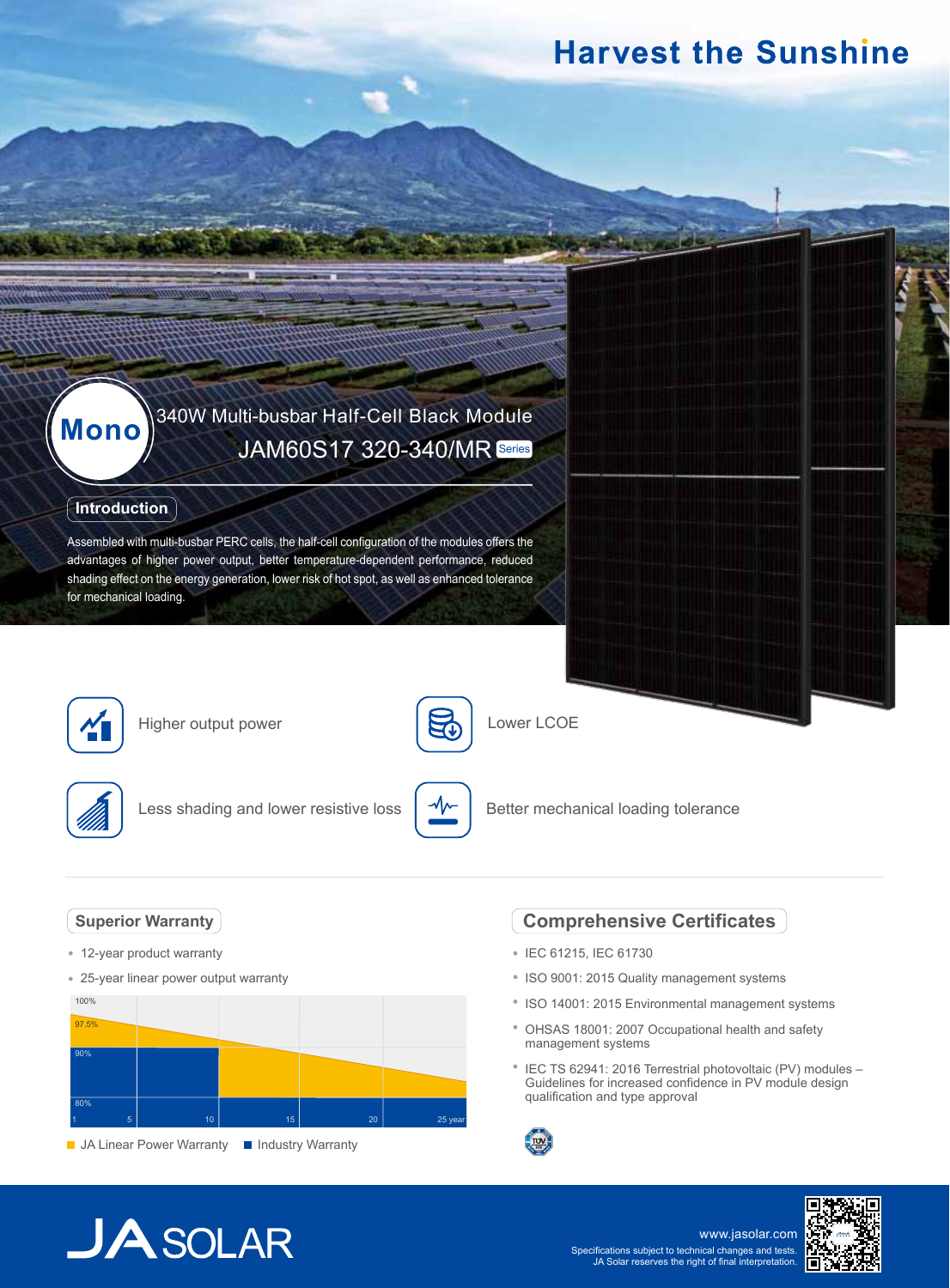# Harvest the Sunshine

**Mono**

## 340W Multi-busbar Half-Cell Black Module

## JAM60S17 320-340/MR Series

### Introduction

Assembled with multi-busbar PERC cells, the half-cell configuration of the modules offers the advantages of higher power output, better temperature-dependent performance, reduced shading effect on the energy generation, lower risk of hot spot, as well as enhanced tolerance for mechanical loading.

- Higher output power
- Lower LCOE
- Less shading and lower resistive loss
- Better mechanical loading tolerance

### Superior Warranty

- 12-year product warranty
- 25-year linear power output warranty

100%
97.5%
90%
80%
1 5 10 15 20 25 year

JA Linear Power Warranty ■ Industry Warranty

### Comprehensive Certificates

- IEC 61215, IEC 61730
- ISO 9001: 2015 Quality management systems
- ISO 14001: 2015 Environmental management systems
- OHSAS 18001: 2007 Occupational health and safety management systems
- IEC TS 62941: 2016 Terrestrial photovoltaic (PV) modules – Guidelines for increased confidence in PV module design qualification and type approval

JA SOLAR

www.jasolar.com

Specifications subject to technical changes and tests.
JA Solar reserves the right of final interpretation.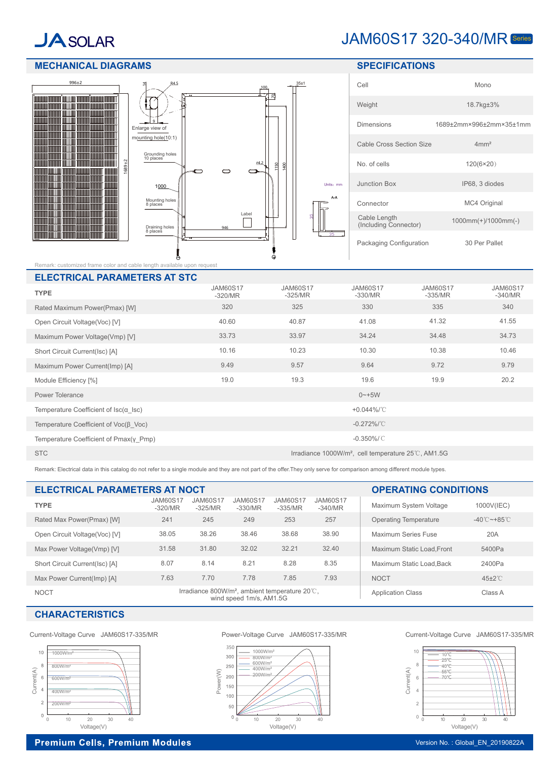# JA SOLAR

# JAM60S17 320-340/MR Series

## MECHANICAL DIAGRAMS

996±2

1689±2

Enlarge view of mounting hole(10:1)

Grounding holes 10 places

1000

Mounting holes 8 places

Draining holes 8 places

Label

946

1150

1400

Units: mm

A-A

35±1

Remark: customized frame color and cable length available upon request

## SPECIFICATIONS

| | |
|---|---|
| Cell | Mono |
| Weight | 18.7kg±3% |
| Dimensions | 1689±2mm×996±2mm×35±1mm |
| Cable Cross Section Size | 4mm² |
| No. of cells | 120(6×20) |
| Junction Box | IP68, 3 diodes |
| Connector | MC4 Original |
| Cable Length (Including Connector) | 1000mm(+)/1000mm(-) |
| Packaging Configuration | 30 Per Pallet |

## ELECTRICAL PARAMETERS AT STC

| TYPE | JAM60S17 -320/MR | JAM60S17 -325/MR | JAM60S17 -330/MR | JAM60S17 -335/MR | JAM60S17 -340/MR |
|---|---|---|---|---|---|
| Rated Maximum Power(Pmax) [W] | 320 | 325 | 330 | 335 | 340 |
| Open Circuit Voltage(Voc) [V] | 40.60 | 40.87 | 41.08 | 41.32 | 41.55 |
| Maximum Power Voltage(Vmp) [V] | 33.73 | 33.97 | 34.24 | 34.48 | 34.73 |
| Short Circuit Current(Isc) [A] | 10.16 | 10.23 | 10.30 | 10.38 | 10.46 |
| Maximum Power Current(Imp) [A] | 9.49 | 9.57 | 9.64 | 9.72 | 9.79 |
| Module Efficiency [%] | 19.0 | 19.3 | 19.6 | 19.9 | 20.2 |
| Power Tolerance | 0~+5W | | | | |
| Temperature Coefficient of Isc(α_Isc) | +0.044%/℃ | | | | |
| Temperature Coefficient of Voc(β_Voc) | -0.272%/℃ | | | | |
| Temperature Coefficient of Pmax(γ_Pmp) | -0.350%/℃ | | | | |
| STC | Irradiance 1000W/m², cell temperature 25℃, AM1.5G | | | | |

Remark: Electrical data in this catalog do not refer to a single module and they are not part of the offer.They only serve for comparison among different module types.

## ELECTRICAL PARAMETERS AT NOCT

| TYPE | JAM60S17 -320/MR | JAM60S17 -325/MR | JAM60S17 -330/MR | JAM60S17 -335/MR | JAM60S17 -340/MR |
|---|---|---|---|---|---|
| Rated Max Power(Pmax) [W] | 241 | 245 | 249 | 253 | 257 |
| Open Circuit Voltage(Voc) [V] | 38.05 | 38.26 | 38.46 | 38.68 | 38.90 |
| Max Power Voltage(Vmp) [V] | 31.58 | 31.80 | 32.02 | 32.21 | 32.40 |
| Short Circuit Current(Isc) [A] | 8.07 | 8.14 | 8.21 | 8.28 | 8.35 |
| Max Power Current(Imp) [A] | 7.63 | 7.70 | 7.78 | 7.85 | 7.93 |
| NOCT | Irradiance 800W/m², ambient temperature 20℃, wind speed 1m/s, AM1.5G | | | | |

## OPERATING CONDITIONS

| | |
|---|---|
| Maximum System Voltage | 1000V(IEC) |
| Operating Temperature | -40℃~+85℃ |
| Maximum Series Fuse | 20A |
| Maximum Static Load,Front | 5400Pa |
| Maximum Static Load,Back | 2400Pa |
| NOCT | 45±2℃ |
| Application Class | Class A |

## CHARACTERISTICS

Current-Voltage Curve JAM60S17-335/MR

1000W/m²
800W/m²
600W/m²
400W/m²
200W/m²
Current(A)
Voltage(V)

Power-Voltage Curve JAM60S17-335/MR

1000W/m²
800W/m²
600W/m²
400W/m²
200W/m²
Power(W)
Voltage(V)

Current-Voltage Curve JAM60S17-335/MR

10℃
25℃
40℃
55℃
70℃
Current(A)
Voltage(V)

**Premium Cells, Premium Modules**

Version No. : Global_EN_20190822A